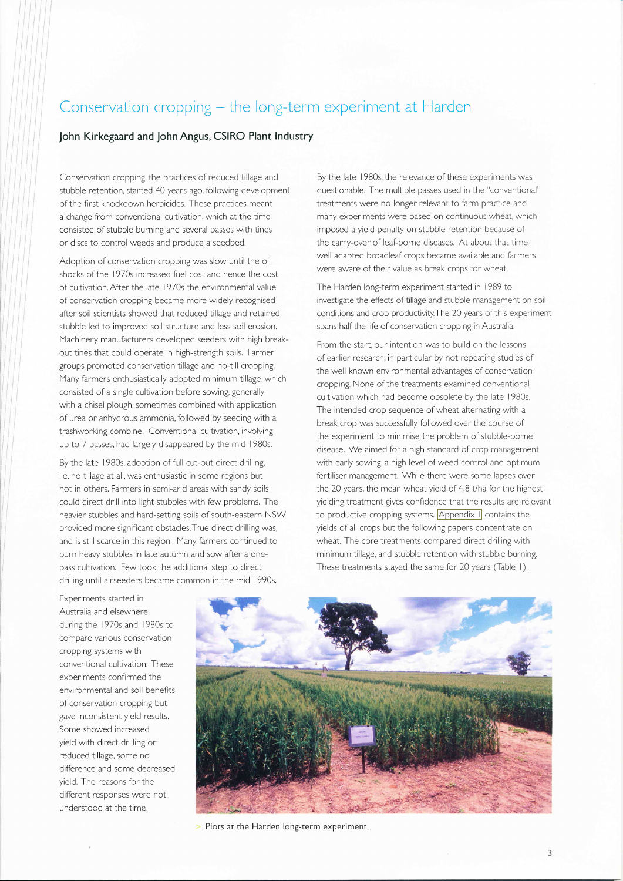# Conservation cropping – the long-term experiment at Harden

**John Kirkegaard and John Angus, CSIRO Plant Industry**

Conservation cropping, the practices of reduced tillage and stubble retention, started 40 years ago, following development of the first knockdown herbicides. These practices meant a change from conventional cultivation, which at the time consisted of stubble burning and several passes with tines or discs to control weeds and produce a seedbed.

Adoption of conservation cropping was slow until the oil shocks of the 1970s increased fuel cost and hence the cost of cultivation. After the late 1970s the environmental value of conservation cropping became more widely recognised after soil scientists showed that reduced tillage and retained stubble led to improved soil structure and less soil erosion. Machinery manufacturers developed seeders with high break-out tines that could operate in high-strength soils. Farmer groups promoted conservation tillage and no-till cropping. Many farmers enthusiastically adopted minimum tillage, which consisted of a single cultivation before sowing, generally with a chisel plough, sometimes combined with application of urea or anhydrous ammonia, followed by seeding with a trashworking combine. Conventional cultivation, involving up to 7 passes, had largely disappeared by the mid 1980s.

By the late 1980s, adoption of full cut-out direct drilling, i.e. no tillage at all, was enthusiastic in some regions but not in others. Farmers in semi-arid areas with sandy soils could direct drill into light stubbles with few problems. The heavier stubbles and hard-setting soils of south-eastern NSW provided more significant obstacles. True direct drilling was, and is still scarce in this region. Many farmers continued to burn heavy stubbles in late autumn and sow after a one-pass cultivation. Few took the additional step to direct drilling until airseeders became common in the mid 1990s.

Experiments started in Australia and elsewhere during the 1970s and 1980s to compare various conservation cropping systems with conventional cultivation. These experiments confirmed the environmental and soil benefits of conservation cropping but gave inconsistent yield results. Some showed increased yield with direct drilling or reduced tillage, some no difference and some decreased yield. The reasons for the different responses were not understood at the time.

By the late 1980s, the relevance of these experiments was questionable. The multiple passes used in the "conventional" treatments were no longer relevant to farm practice and many experiments were based on continuous wheat, which imposed a yield penalty on stubble retention because of the carry-over of leaf-borne diseases. At about that time well adapted broadleaf crops became available and farmers were aware of their value as break crops for wheat.

The Harden long-term experiment started in 1989 to investigate the effects of tillage and stubble management on soil conditions and crop productivity. The 20 years of this experiment spans half the life of conservation cropping in Australia.

From the start, our intention was to build on the lessons of earlier research, in particular by not repeating studies of the well known environmental advantages of conservation cropping. None of the treatments examined conventional cultivation which had become obsolete by the late 1980s. The intended crop sequence of wheat alternating with a break crop was successfully followed over the course of the experiment to minimise the problem of stubble-borne disease. We aimed for a high standard of crop management with early sowing, a high level of weed control and optimum fertiliser management. While there were some lapses over the 20 years, the mean wheat yield of 4.8 t/ha for the highest yielding treatment gives confidence that the results are relevant to productive cropping systems. Appendix 1 contains the yields of all crops but the following papers concentrate on wheat. The core treatments compared direct drilling with minimum tillage, and stubble retention with stubble burning. These treatments stayed the same for 20 years (Table 1).

> Plots at the Harden long-term experiment.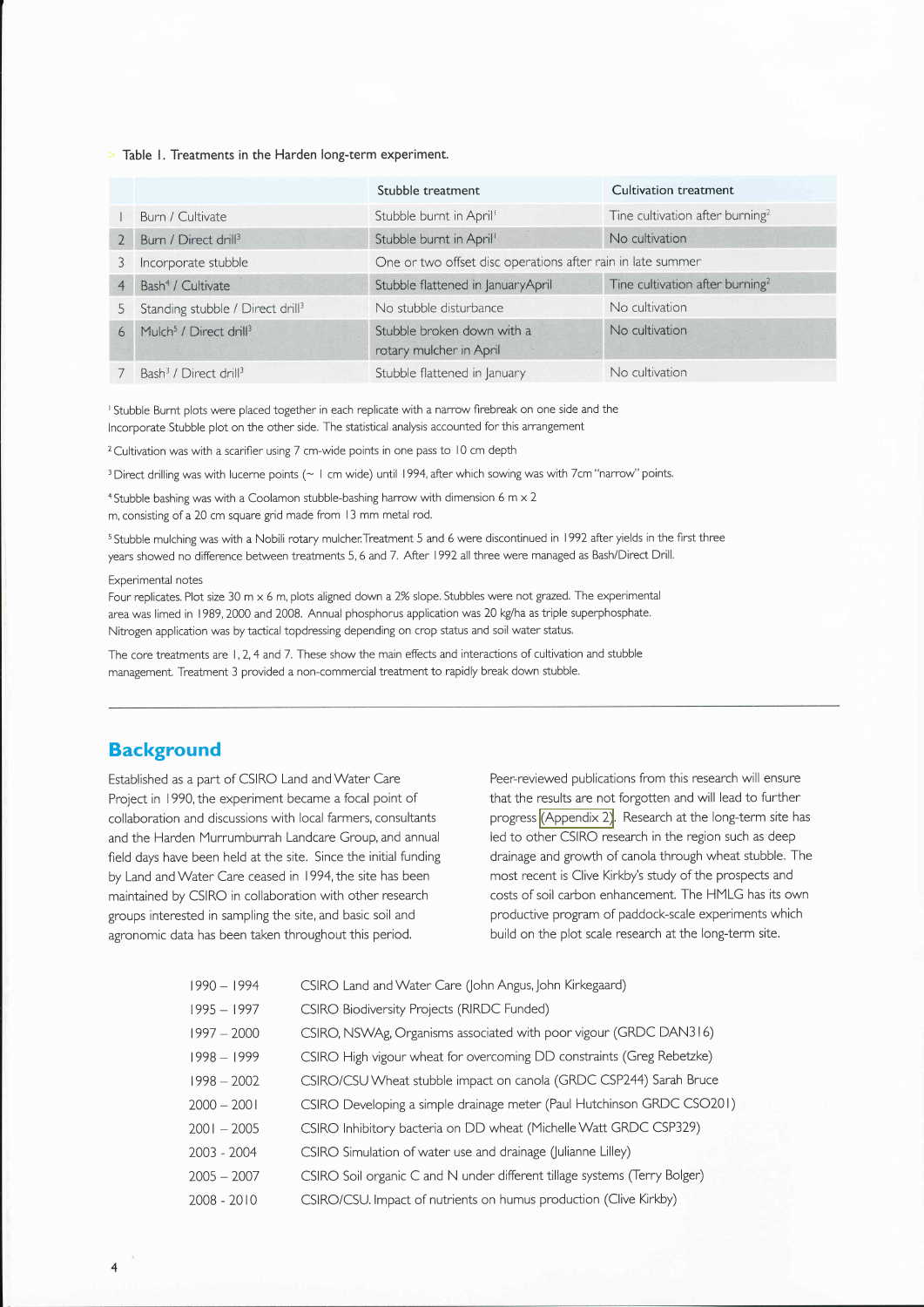Table 1. Treatments in the Harden long-term experiment.

| | | Stubble treatment | Cultivation treatment |
|---|---|---|---|
| 1 | Burn / Cultivate | Stubble burnt in April[1] | Tine cultivation after burning[2] |
| 2 | Burn / Direct drill[3] | Stubble burnt in April[1] | No cultivation |
| 3 | Incorporate stubble | One or two offset disc operations after rain in late summer | |
| 4 | Bash[4] / Cultivate | Stubble flattened in JanuaryApril | Tine cultivation after burning[2] |
| 5 | Standing stubble / Direct drill[3] | No stubble disturbance | No cultivation |
| 6 | Mulch[5] / Direct drill[3] | Stubble broken down with a rotary mulcher in April | No cultivation |
| 7 | Bash[3] / Direct drill[3] | Stubble flattened in January | No cultivation |

[1] Stubble Burnt plots were placed together in each replicate with a narrow firebreak on one side and the Incorporate Stubble plot on the other side. The statistical analysis accounted for this arrangement

[2] Cultivation was with a scarifier using 7 cm-wide points in one pass to 10 cm depth

[3] Direct drilling was with lucerne points (~ 1 cm wide) until 1994, after which sowing was with 7cm "narrow" points.

[4] Stubble bashing was with a Coolamon stubble-bashing harrow with dimension 6 m x 2 m, consisting of a 20 cm square grid made from 13 mm metal rod.

[5] Stubble mulching was with a Nobili rotary mulcher. Treatment 5 and 6 were discontinued in 1992 after yields in the first three years showed no difference between treatments 5, 6 and 7. After 1992 all three were managed as Bash/Direct Drill.

Experimental notes

Four replicates. Plot size 30 m x 6 m, plots aligned down a 2% slope. Stubbles were not grazed. The experimental area was limed in 1989, 2000 and 2008. Annual phosphorus application was 20 kg/ha as triple superphosphate. Nitrogen application was by tactical topdressing depending on crop status and soil water status.

The core treatments are 1, 2, 4 and 7. These show the main effects and interactions of cultivation and stubble management. Treatment 3 provided a non-commercial treatment to rapidly break down stubble.

## Background

Established as a part of CSIRO Land and Water Care Project in 1990, the experiment became a focal point of collaboration and discussions with local farmers, consultants and the Harden Murrumburrah Landcare Group, and annual field days have been held at the site. Since the initial funding by Land and Water Care ceased in 1994, the site has been maintained by CSIRO in collaboration with other research groups interested in sampling the site, and basic soil and agronomic data has been taken throughout this period.

Peer-reviewed publications from this research will ensure that the results are not forgotten and will lead to further progress (Appendix 2). Research at the long-term site has led to other CSIRO research in the region such as deep drainage and growth of canola through wheat stubble. The most recent is Clive Kirkby's study of the prospects and costs of soil carbon enhancement. The HMLG has its own productive program of paddock-scale experiments which build on the plot scale research at the long-term site.

| | |
|---|---|
| 1990 – 1994 | CSIRO Land and Water Care (John Angus, John Kirkegaard) |
| 1995 – 1997 | CSIRO Biodiversity Projects (RIRDC Funded) |
| 1997 – 2000 | CSIRO, NSWAg, Organisms associated with poor vigour (GRDC DAN316) |
| 1998 – 1999 | CSIRO High vigour wheat for overcoming DD constraints (Greg Rebetzke) |
| 1998 – 2002 | CSIRO/CSU Wheat stubble impact on canola (GRDC CSP244) Sarah Bruce |
| 2000 – 2001 | CSIRO Developing a simple drainage meter (Paul Hutchinson GRDC CSO201) |
| 2001 – 2005 | CSIRO Inhibitory bacteria on DD wheat (Michelle Watt GRDC CSP329) |
| 2003 - 2004 | CSIRO Simulation of water use and drainage (Julianne Lilley) |
| 2005 – 2007 | CSIRO Soil organic C and N under different tillage systems (Terry Bolger) |
| 2008 - 2010 | CSIRO/CSU. Impact of nutrients on humus production (Clive Kirkby) |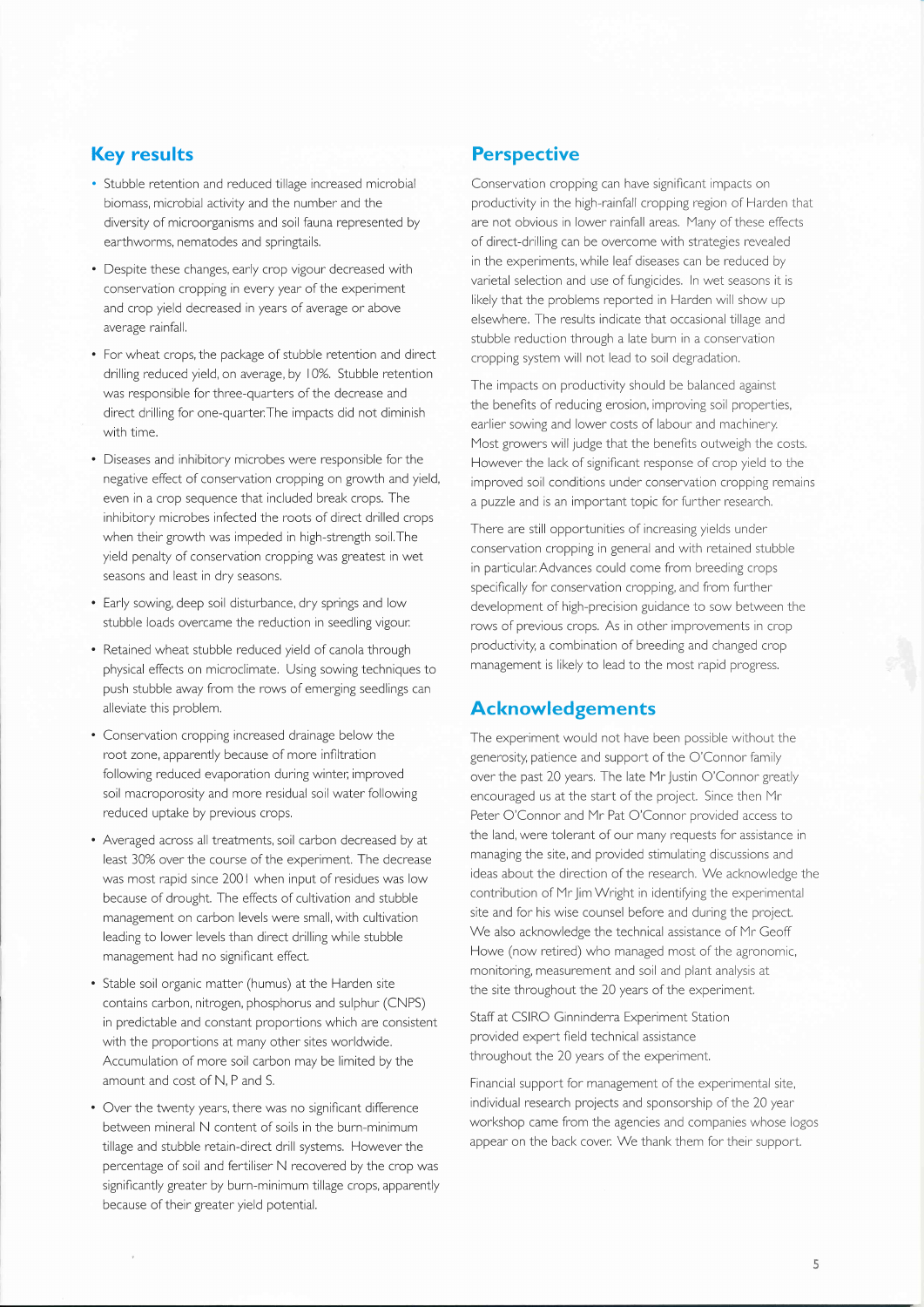## Key results

- Stubble retention and reduced tillage increased microbial biomass, microbial activity and the number and the diversity of microorganisms and soil fauna represented by earthworms, nematodes and springtails.
- Despite these changes, early crop vigour decreased with conservation cropping in every year of the experiment and crop yield decreased in years of average or above average rainfall.
- For wheat crops, the package of stubble retention and direct drilling reduced yield, on average, by 10%. Stubble retention was responsible for three-quarters of the decrease and direct drilling for one-quarter. The impacts did not diminish with time.
- Diseases and inhibitory microbes were responsible for the negative effect of conservation cropping on growth and yield, even in a crop sequence that included break crops. The inhibitory microbes infected the roots of direct drilled crops when their growth was impeded in high-strength soil. The yield penalty of conservation cropping was greatest in wet seasons and least in dry seasons.
- Early sowing, deep soil disturbance, dry springs and low stubble loads overcame the reduction in seedling vigour.
- Retained wheat stubble reduced yield of canola through physical effects on microclimate. Using sowing techniques to push stubble away from the rows of emerging seedlings can alleviate this problem.
- Conservation cropping increased drainage below the root zone, apparently because of more infiltration following reduced evaporation during winter, improved soil macroporosity and more residual soil water following reduced uptake by previous crops.
- Averaged across all treatments, soil carbon decreased by at least 30% over the course of the experiment. The decrease was most rapid since 2001 when input of residues was low because of drought. The effects of cultivation and stubble management on carbon levels were small, with cultivation leading to lower levels than direct drilling while stubble management had no significant effect.
- Stable soil organic matter (humus) at the Harden site contains carbon, nitrogen, phosphorus and sulphur (CNPS) in predictable and constant proportions which are consistent with the proportions at many other sites worldwide. Accumulation of more soil carbon may be limited by the amount and cost of N, P and S.
- Over the twenty years, there was no significant difference between mineral N content of soils in the burn-minimum tillage and stubble retain-direct drill systems. However the percentage of soil and fertiliser N recovered by the crop was significantly greater by burn-minimum tillage crops, apparently because of their greater yield potential.

## Perspective

Conservation cropping can have significant impacts on productivity in the high-rainfall cropping region of Harden that are not obvious in lower rainfall areas. Many of these effects of direct-drilling can be overcome with strategies revealed in the experiments, while leaf diseases can be reduced by varietal selection and use of fungicides. In wet seasons it is likely that the problems reported in Harden will show up elsewhere. The results indicate that occasional tillage and stubble reduction through a late burn in a conservation cropping system will not lead to soil degradation.

The impacts on productivity should be balanced against the benefits of reducing erosion, improving soil properties, earlier sowing and lower costs of labour and machinery. Most growers will judge that the benefits outweigh the costs. However the lack of significant response of crop yield to the improved soil conditions under conservation cropping remains a puzzle and is an important topic for further research.

There are still opportunities of increasing yields under conservation cropping in general and with retained stubble in particular. Advances could come from breeding crops specifically for conservation cropping, and from further development of high-precision guidance to sow between the rows of previous crops. As in other improvements in crop productivity, a combination of breeding and changed crop management is likely to lead to the most rapid progress.

## Acknowledgements

The experiment would not have been possible without the generosity, patience and support of the O'Connor family over the past 20 years. The late Mr Justin O'Connor greatly encouraged us at the start of the project. Since then Mr Peter O'Connor and Mr Pat O'Connor provided access to the land, were tolerant of our many requests for assistance in managing the site, and provided stimulating discussions and ideas about the direction of the research. We acknowledge the contribution of Mr Jim Wright in identifying the experimental site and for his wise counsel before and during the project. We also acknowledge the technical assistance of Mr Geoff Howe (now retired) who managed most of the agronomic, monitoring, measurement and soil and plant analysis at the site throughout the 20 years of the experiment.

Staff at CSIRO Ginninderra Experiment Station provided expert field technical assistance throughout the 20 years of the experiment.

Financial support for management of the experimental site, individual research projects and sponsorship of the 20 year workshop came from the agencies and companies whose logos appear on the back cover. We thank them for their support.